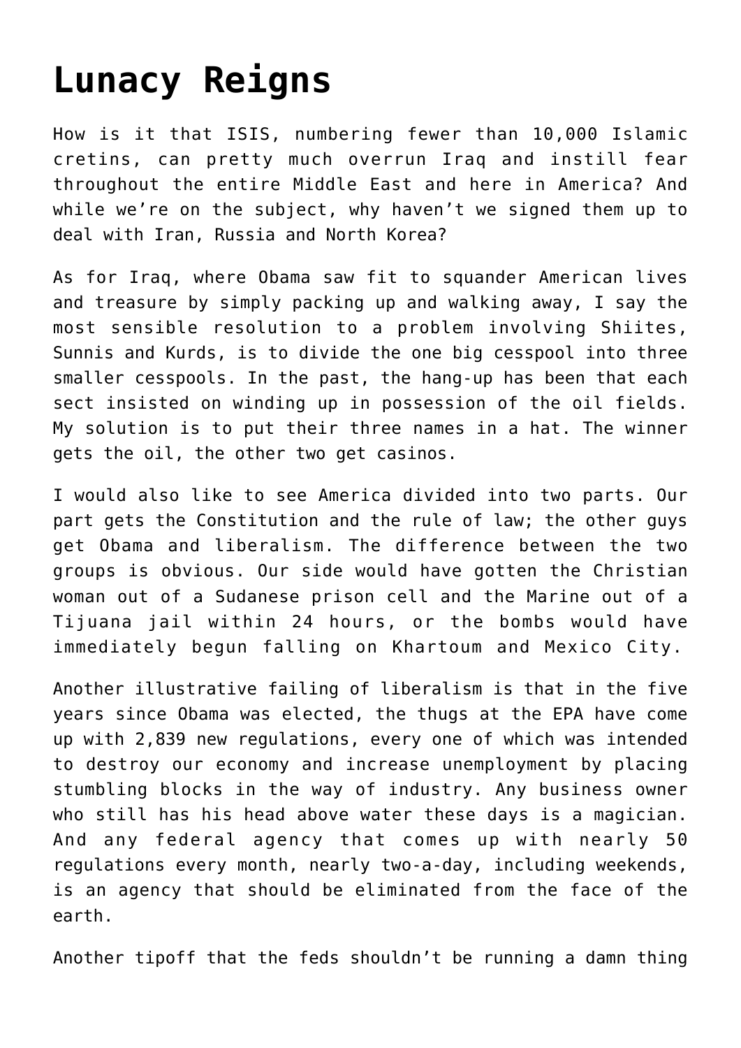# Lunacy Reigns

How is it that ISIS, numbering fewer than 10,000 Islamic cretins, can pretty much overrun Iraq and instill fear throughout the entire Middle East and here in America? And while we're on the subject, why haven't we signed them up to deal with Iran, Russia and North Korea?

As for Iraq, where Obama saw fit to squander American lives and treasure by simply packing up and walking away, I say the most sensible resolution to a problem involving Shiites, Sunnis and Kurds, is to divide the one big cesspool into three smaller cesspools. In the past, the hang-up has been that each sect insisted on winding up in possession of the oil fields. My solution is to put their three names in a hat. The winner gets the oil, the other two get casinos.

I would also like to see America divided into two parts. Our part gets the Constitution and the rule of law; the other guys get Obama and liberalism. The difference between the two groups is obvious. Our side would have gotten the Christian woman out of a Sudanese prison cell and the Marine out of a Tijuana jail within 24 hours, or the bombs would have immediately begun falling on Khartoum and Mexico City.

Another illustrative failing of liberalism is that in the five years since Obama was elected, the thugs at the EPA have come up with 2,839 new regulations, every one of which was intended to destroy our economy and increase unemployment by placing stumbling blocks in the way of industry. Any business owner who still has his head above water these days is a magician. And any federal agency that comes up with nearly 50 regulations every month, nearly two-a-day, including weekends, is an agency that should be eliminated from the face of the earth.

Another tipoff that the feds shouldn't be running a damn thing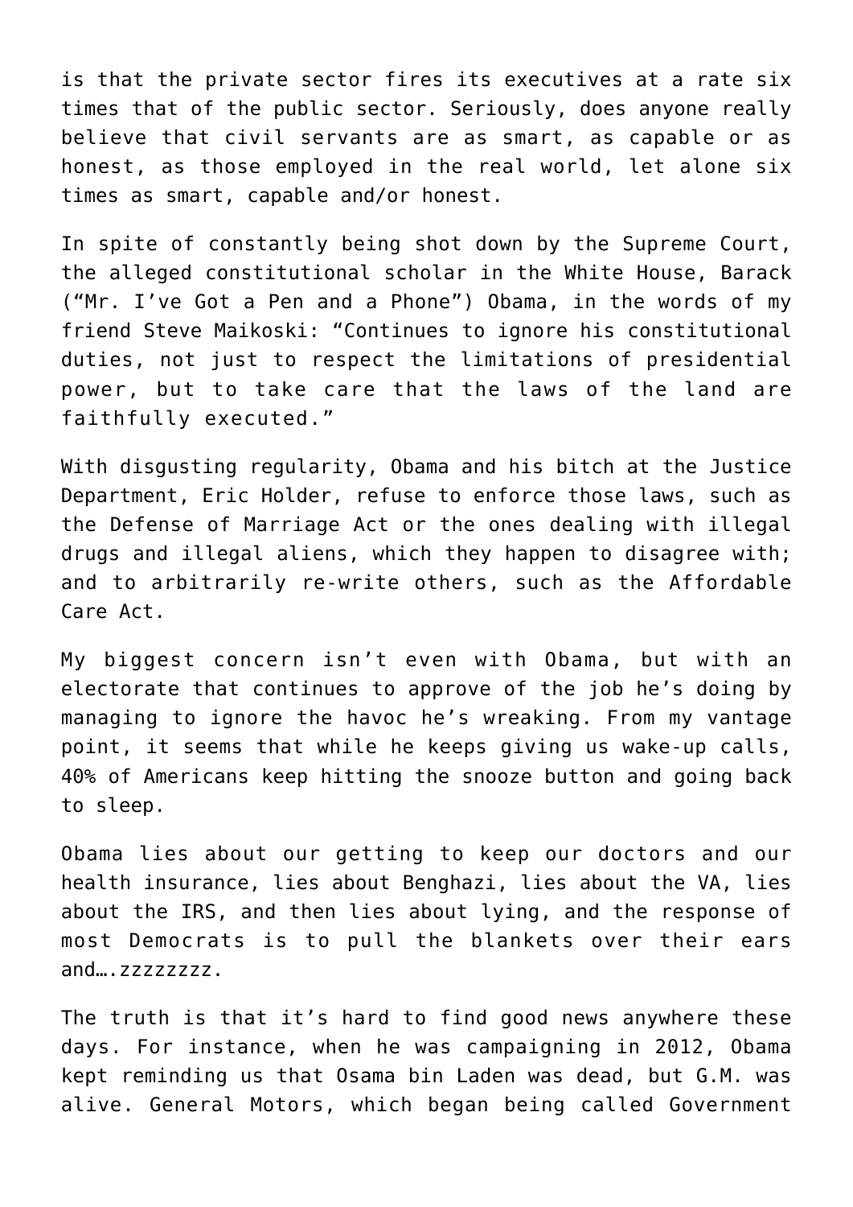is that the private sector fires its executives at a rate six times that of the public sector. Seriously, does anyone really believe that civil servants are as smart, as capable or as honest, as those employed in the real world, let alone six times as smart, capable and/or honest.

In spite of constantly being shot down by the Supreme Court, the alleged constitutional scholar in the White House, Barack ("Mr. I've Got a Pen and a Phone") Obama, in the words of my friend Steve Maikoski: "Continues to ignore his constitutional duties, not just to respect the limitations of presidential power, but to take care that the laws of the land are faithfully executed."

With disgusting regularity, Obama and his bitch at the Justice Department, Eric Holder, refuse to enforce those laws, such as the Defense of Marriage Act or the ones dealing with illegal drugs and illegal aliens, which they happen to disagree with; and to arbitrarily re-write others, such as the Affordable Care Act.

My biggest concern isn't even with Obama, but with an electorate that continues to approve of the job he's doing by managing to ignore the havoc he's wreaking. From my vantage point, it seems that while he keeps giving us wake-up calls, 40% of Americans keep hitting the snooze button and going back to sleep.

Obama lies about our getting to keep our doctors and our health insurance, lies about Benghazi, lies about the VA, lies about the IRS, and then lies about lying, and the response of most Democrats is to pull the blankets over their ears and….zzzzzzzz.

The truth is that it's hard to find good news anywhere these days. For instance, when he was campaigning in 2012, Obama kept reminding us that Osama bin Laden was dead, but G.M. was alive. General Motors, which began being called Government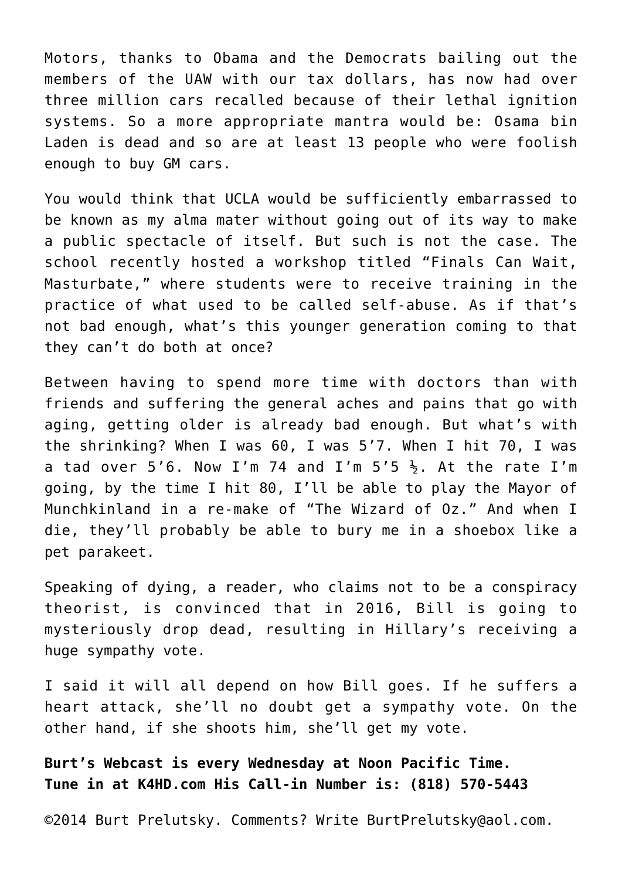Motors, thanks to Obama and the Democrats bailing out the members of the UAW with our tax dollars, has now had over three million cars recalled because of their lethal ignition systems. So a more appropriate mantra would be: Osama bin Laden is dead and so are at least 13 people who were foolish enough to buy GM cars.

You would think that UCLA would be sufficiently embarrassed to be known as my alma mater without going out of its way to make a public spectacle of itself. But such is not the case. The school recently hosted a workshop titled "Finals Can Wait, Masturbate," where students were to receive training in the practice of what used to be called self-abuse. As if that's not bad enough, what's this younger generation coming to that they can't do both at once?

Between having to spend more time with doctors than with friends and suffering the general aches and pains that go with aging, getting older is already bad enough. But what's with the shrinking? When I was 60, I was 5'7. When I hit 70, I was a tad over 5'6. Now I'm 74 and I'm 5'5 ½. At the rate I'm going, by the time I hit 80, I'll be able to play the Mayor of Munchkinland in a re-make of "The Wizard of Oz." And when I die, they'll probably be able to bury me in a shoebox like a pet parakeet.

Speaking of dying, a reader, who claims not to be a conspiracy theorist, is convinced that in 2016, Bill is going to mysteriously drop dead, resulting in Hillary's receiving a huge sympathy vote.

I said it will all depend on how Bill goes. If he suffers a heart attack, she'll no doubt get a sympathy vote. On the other hand, if she shoots him, she'll get my vote.

**Burt's Webcast is every Wednesday at Noon Pacific Time. Tune in at K4HD.com His Call-in Number is: (818) 570-5443**

©2014 Burt Prelutsky. Comments? Write BurtPrelutsky@aol.com.